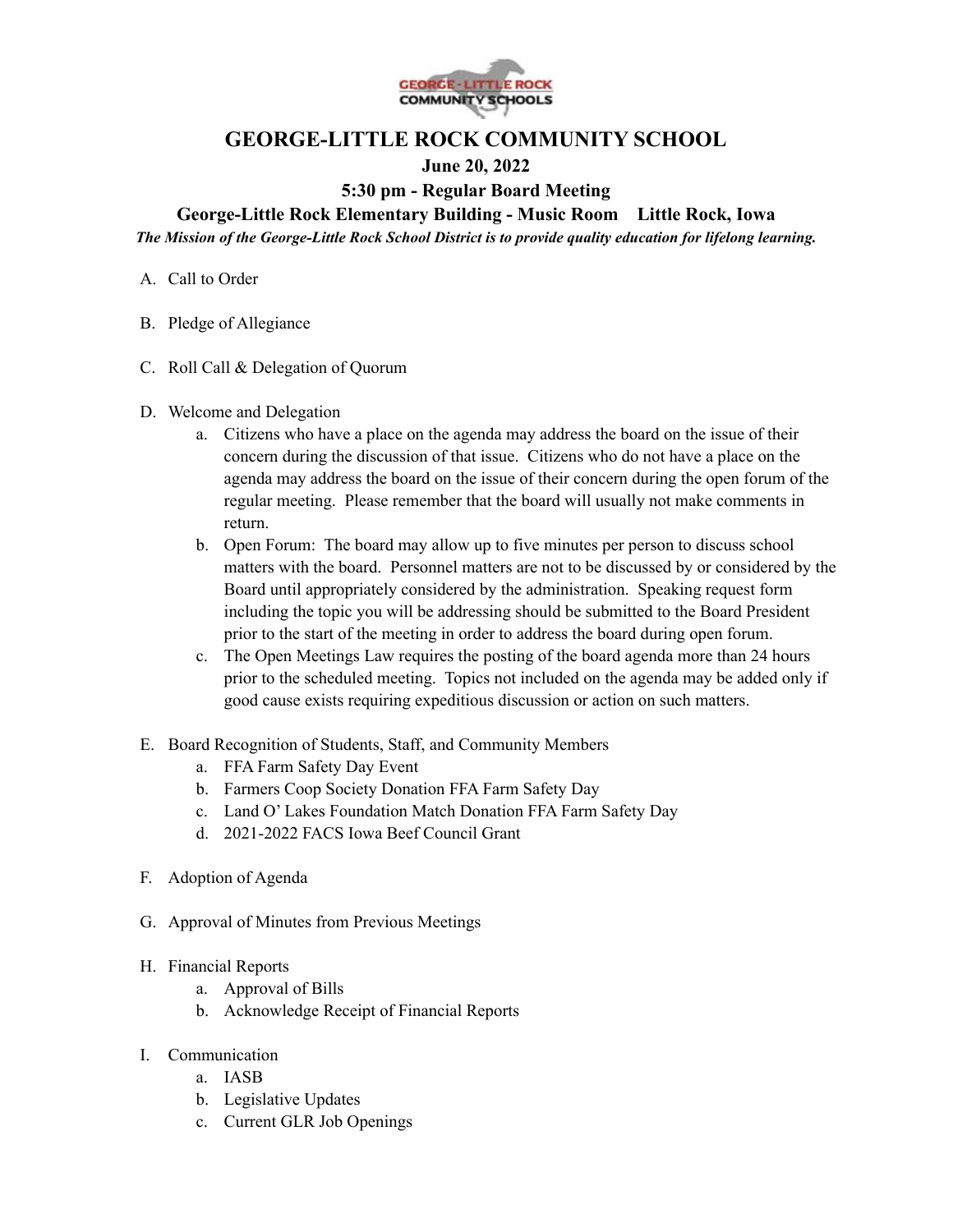# GEORGE-LITTLE ROCK COMMUNITY SCHOOL

**June 20, 2022**

**5:30 pm - Regular Board Meeting**

**George-Little Rock Elementary Building - Music Room Little Rock, Iowa**

***The Mission of the George-Little Rock School District is to provide quality education for lifelong learning.***

A. Call to Order

B. Pledge of Allegiance

C. Roll Call & Delegation of Quorum

D. Welcome and Delegation
   a. Citizens who have a place on the agenda may address the board on the issue of their concern during the discussion of that issue. Citizens who do not have a place on the agenda may address the board on the issue of their concern during the open forum of the regular meeting. Please remember that the board will usually not make comments in return.
   b. Open Forum: The board may allow up to five minutes per person to discuss school matters with the board. Personnel matters are not to be discussed by or considered by the Board until appropriately considered by the administration. Speaking request form including the topic you will be addressing should be submitted to the Board President prior to the start of the meeting in order to address the board during open forum.
   c. The Open Meetings Law requires the posting of the board agenda more than 24 hours prior to the scheduled meeting. Topics not included on the agenda may be added only if good cause exists requiring expeditious discussion or action on such matters.

E. Board Recognition of Students, Staff, and Community Members
   a. FFA Farm Safety Day Event
   b. Farmers Coop Society Donation FFA Farm Safety Day
   c. Land O' Lakes Foundation Match Donation FFA Farm Safety Day
   d. 2021-2022 FACS Iowa Beef Council Grant

F. Adoption of Agenda

G. Approval of Minutes from Previous Meetings

H. Financial Reports
   a. Approval of Bills
   b. Acknowledge Receipt of Financial Reports

I. Communication
   a. IASB
   b. Legislative Updates
   c. Current GLR Job Openings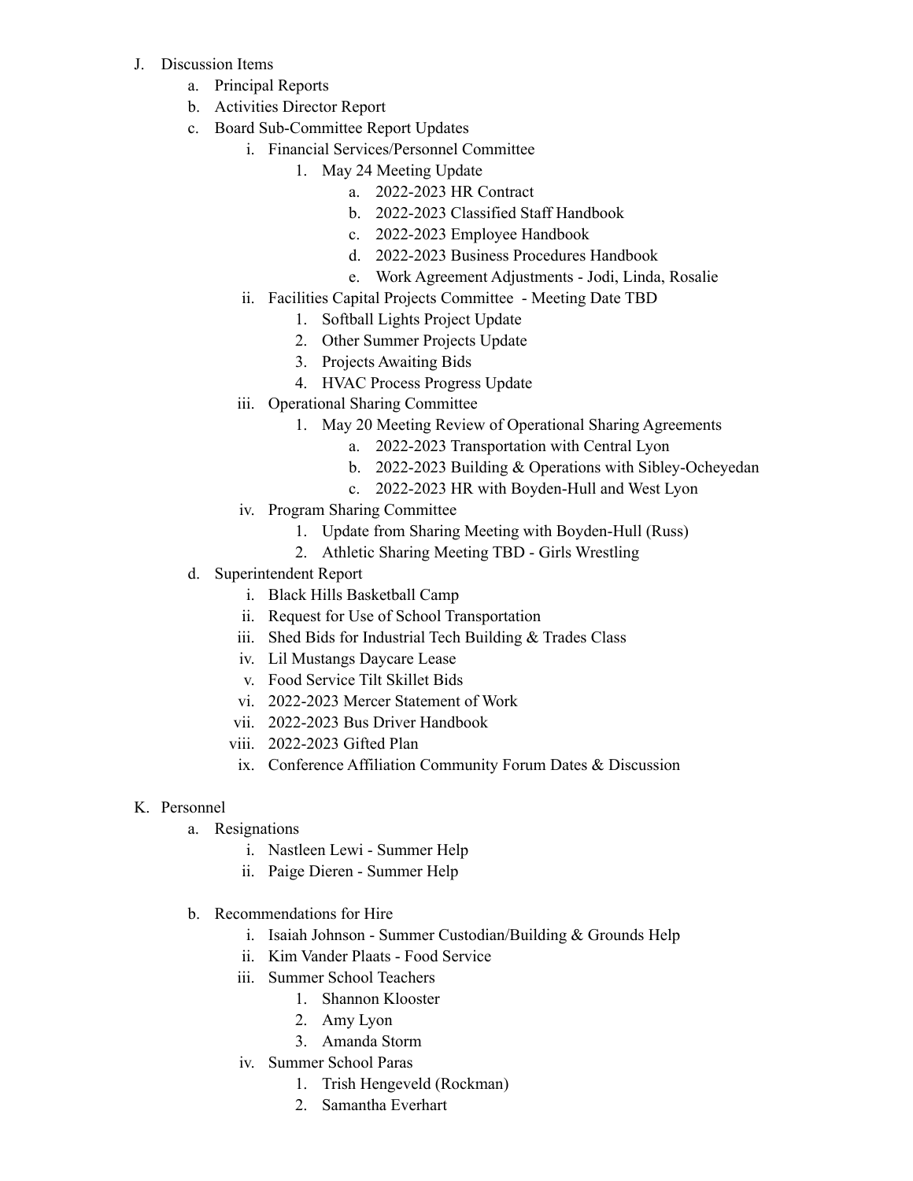J. Discussion Items
    a. Principal Reports
    b. Activities Director Report
    c. Board Sub-Committee Report Updates
        i. Financial Services/Personnel Committee
            1. May 24 Meeting Update
                a. 2022-2023 HR Contract
                b. 2022-2023 Classified Staff Handbook
                c. 2022-2023 Employee Handbook
                d. 2022-2023 Business Procedures Handbook
                e. Work Agreement Adjustments - Jodi, Linda, Rosalie
        ii. Facilities Capital Projects Committee - Meeting Date TBD
            1. Softball Lights Project Update
            2. Other Summer Projects Update
            3. Projects Awaiting Bids
            4. HVAC Process Progress Update
        iii. Operational Sharing Committee
            1. May 20 Meeting Review of Operational Sharing Agreements
                a. 2022-2023 Transportation with Central Lyon
                b. 2022-2023 Building & Operations with Sibley-Ocheyedan
                c. 2022-2023 HR with Boyden-Hull and West Lyon
        iv. Program Sharing Committee
            1. Update from Sharing Meeting with Boyden-Hull (Russ)
            2. Athletic Sharing Meeting TBD - Girls Wrestling
    d. Superintendent Report
        i. Black Hills Basketball Camp
        ii. Request for Use of School Transportation
        iii. Shed Bids for Industrial Tech Building & Trades Class
        iv. Lil Mustangs Daycare Lease
        v. Food Service Tilt Skillet Bids
        vi. 2022-2023 Mercer Statement of Work
        vii. 2022-2023 Bus Driver Handbook
        viii. 2022-2023 Gifted Plan
        ix. Conference Affiliation Community Forum Dates & Discussion

K. Personnel
    a. Resignations
        i. Nastleen Lewi - Summer Help
        ii. Paige Dieren - Summer Help

    b. Recommendations for Hire
        i. Isaiah Johnson - Summer Custodian/Building & Grounds Help
        ii. Kim Vander Plaats - Food Service
        iii. Summer School Teachers
            1. Shannon Klooster
            2. Amy Lyon
            3. Amanda Storm
        iv. Summer School Paras
            1. Trish Hengeveld (Rockman)
            2. Samantha Everhart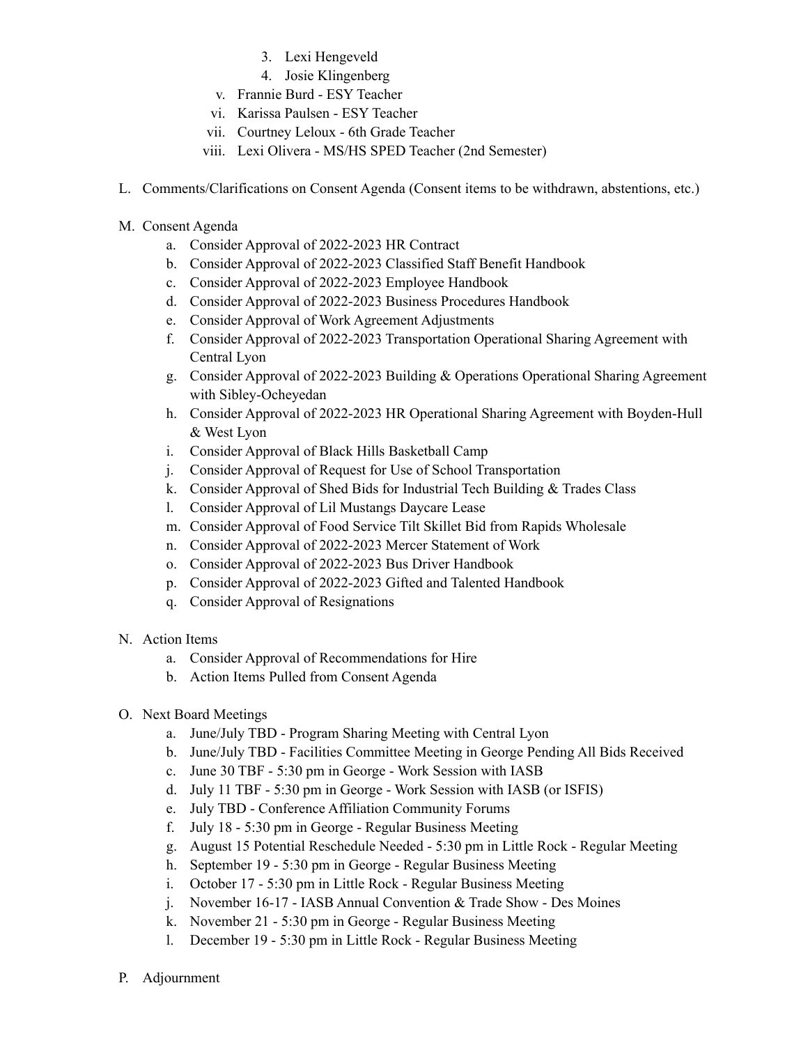3. Lexi Hengeveld
4. Josie Klingenberg

v. Frannie Burd - ESY Teacher
vi. Karissa Paulsen - ESY Teacher
vii. Courtney Leloux - 6th Grade Teacher
viii. Lexi Olivera - MS/HS SPED Teacher (2nd Semester)

L. Comments/Clarifications on Consent Agenda (Consent items to be withdrawn, abstentions, etc.)

M. Consent Agenda
   a. Consider Approval of 2022-2023 HR Contract
   b. Consider Approval of 2022-2023 Classified Staff Benefit Handbook
   c. Consider Approval of 2022-2023 Employee Handbook
   d. Consider Approval of 2022-2023 Business Procedures Handbook
   e. Consider Approval of Work Agreement Adjustments
   f. Consider Approval of 2022-2023 Transportation Operational Sharing Agreement with Central Lyon
   g. Consider Approval of 2022-2023 Building & Operations Operational Sharing Agreement with Sibley-Ocheyedan
   h. Consider Approval of 2022-2023 HR Operational Sharing Agreement with Boyden-Hull & West Lyon
   i. Consider Approval of Black Hills Basketball Camp
   j. Consider Approval of Request for Use of School Transportation
   k. Consider Approval of Shed Bids for Industrial Tech Building & Trades Class
   l. Consider Approval of Lil Mustangs Daycare Lease
   m. Consider Approval of Food Service Tilt Skillet Bid from Rapids Wholesale
   n. Consider Approval of 2022-2023 Mercer Statement of Work
   o. Consider Approval of 2022-2023 Bus Driver Handbook
   p. Consider Approval of 2022-2023 Gifted and Talented Handbook
   q. Consider Approval of Resignations

N. Action Items
   a. Consider Approval of Recommendations for Hire
   b. Action Items Pulled from Consent Agenda

O. Next Board Meetings
   a. June/July TBD - Program Sharing Meeting with Central Lyon
   b. June/July TBD - Facilities Committee Meeting in George Pending All Bids Received
   c. June 30 TBF - 5:30 pm in George - Work Session with IASB
   d. July 11 TBF - 5:30 pm in George - Work Session with IASB (or ISFIS)
   e. July TBD - Conference Affiliation Community Forums
   f. July 18 - 5:30 pm in George - Regular Business Meeting
   g. August 15 Potential Reschedule Needed - 5:30 pm in Little Rock - Regular Meeting
   h. September 19 - 5:30 pm in George - Regular Business Meeting
   i. October 17 - 5:30 pm in Little Rock - Regular Business Meeting
   j. November 16-17 - IASB Annual Convention & Trade Show - Des Moines
   k. November 21 - 5:30 pm in George - Regular Business Meeting
   l. December 19 - 5:30 pm in Little Rock - Regular Business Meeting

P. Adjournment